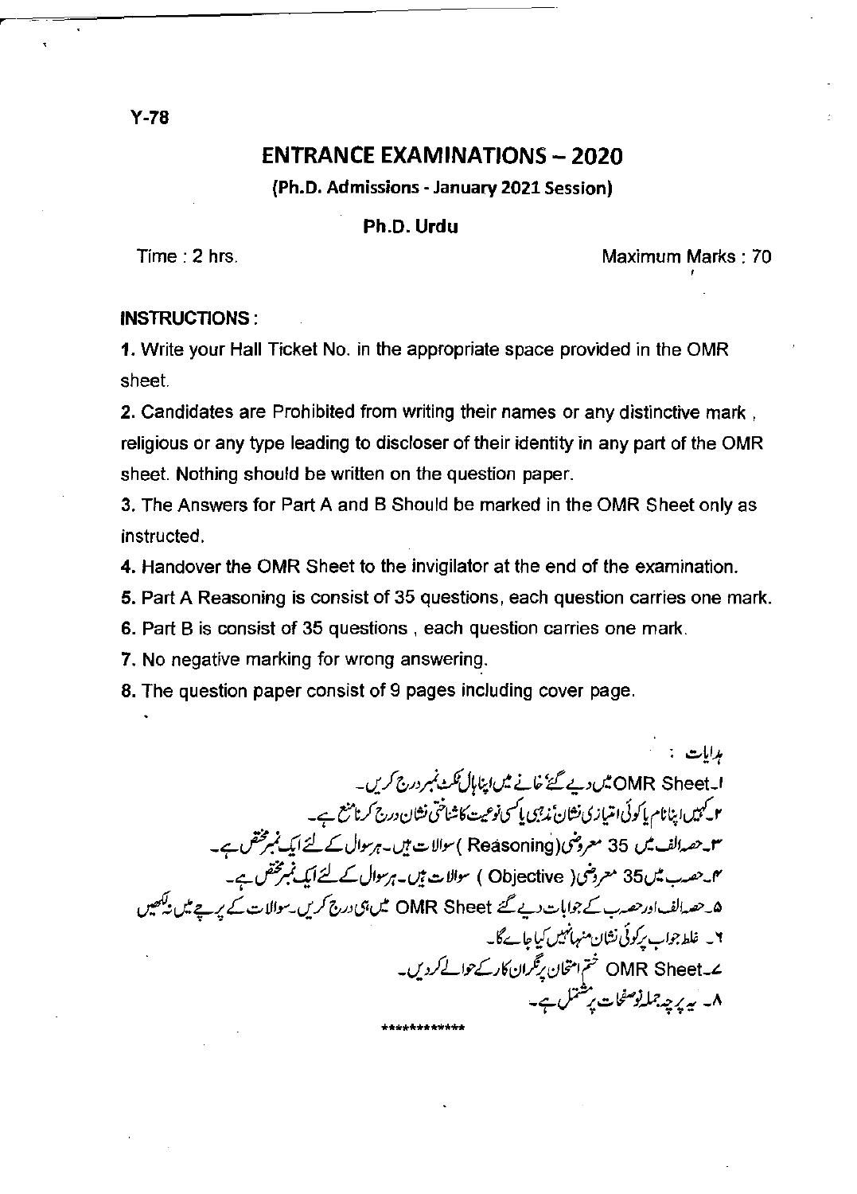Y-78

# ENTRANCE EXAMINATIONS – 2020

**(Ph.D. Admissions - January 2021 Session)**

**Ph.D. Urdu**

Time : 2 hrs. Maximum Marks : 70

**INSTRUCTIONS :**

1. Write your Hall Ticket No. in the appropriate space provided in the OMR sheet.
2. Candidates are Prohibited from writing their names or any distinctive mark , religious or any type leading to discloser of their identity in any part of the OMR sheet. Nothing should be written on the question paper.
3. The Answers for Part A and B Should be marked in the OMR Sheet only as instructed.
4. Handover the OMR Sheet to the invigilator at the end of the examination.
5. Part A Reasoning is consist of 35 questions, each question carries one mark.
6. Part B is consist of 35 questions , each question carries one mark.
7. No negative marking for wrong answering.
8. The question paper consist of 9 pages including cover page.

ہدایات :

۱۔ OMR Sheet میں دیے گئے خانے میں اپنا ہال ٹکٹ نمبر درج کریں۔

۲۔ کہیں اپنا نام یا کوئی امتیازی نشان، مذہبی یا کسی نوعیت کا شناختی نشان درج کرنا منع ہے۔

۳۔ حصہ الف میں 35 معروضی (Reasoning) سوالات ہیں۔ ہر سوال کے لئے ایک نمبر مختص ہے۔

۴۔ حصہ ب میں 35 معروضی (Objective) سوالات ہیں۔ ہر سوال کے لئے ایک نمبر مختص ہے۔

۵۔ حصہ الف اور حصہ ب کے جوابات دیے گئے OMR Sheet میں ہی درج کریں۔ سوالات کے پرچے میں نہ لکھیں

۶۔ غلط جواب پر کوئی نشان منہا نہیں کیا جائے گا۔

۷۔ OMR Sheet ختم امتحان پر نگران کار کے حوالے کردیں۔

۸۔ یہ پرچہ جملہ نو صفحات پر مشتمل ہے۔

*************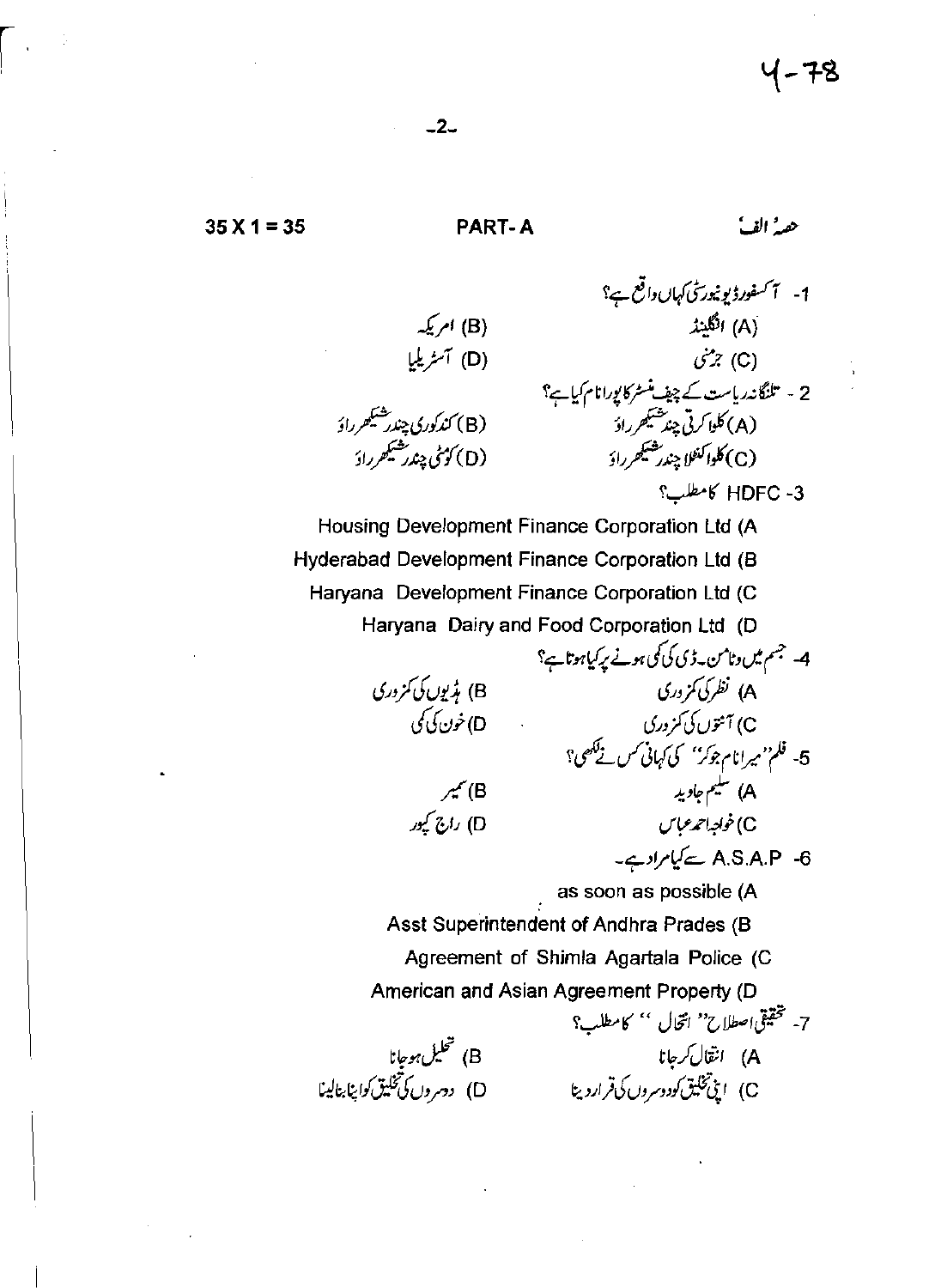4-78

35 X 1 = 35 **PART- A** حصۂ الف

1- آکسفورڈ یونیورسٹی کہاں واقع ہے؟

(A) انگلینڈ (B) امریکہ

(C) جرمنی (D) آسٹریلیا

2 - تلنگانہ ریاست کے چیف منسٹر کا پورا نام کیا ہے؟

(A) کلوا کرتی چندر شیکھر راؤ (B) کندکوری چندر شیکھر راؤ

(C) کلوا کنٹلا چندر شیکھر راؤ (D) کوٹی چندر شیکھر راؤ

3- HDFC کا مطلب؟

(A Housing Development Finance Corporation Ltd

(B Hyderabad Development Finance Corporation Ltd

(C Haryana Development Finance Corporation Ltd

(D Haryana Dairy and Food Corporation Ltd

4- جسم میں وٹامن۔ڈی کی کمی ہونے پر کیا ہوتا ہے؟

A) نظر کی کمزوری B) ہڈیوں کی کمزوری

C) آنتوں کی کمزوری D) خون کی کمی

5- فلم "میرا نام جوکر" کی کہانی کس نے لکھی؟

A) سلیم جاوید B) سمیر

C) خواجہ احمد عباس D) راج کپور

6- A.S.A.P سے کیا مراد ہے۔

(A as soon as possible

(B Asst Superintendent of Andhra Prades

(C Agreement of Shimla Agartala Police

(D American and Asian Agreement Property

7- تحقیقی اصطلاح "انتحال" کا مطلب؟

A) انتقال کر جانا B) تحلیل ہو جانا

C) اپنی تخلیق کو دوسروں کی قرار دینا D) دوسروں کی تخلیق کو اپنا بنالینا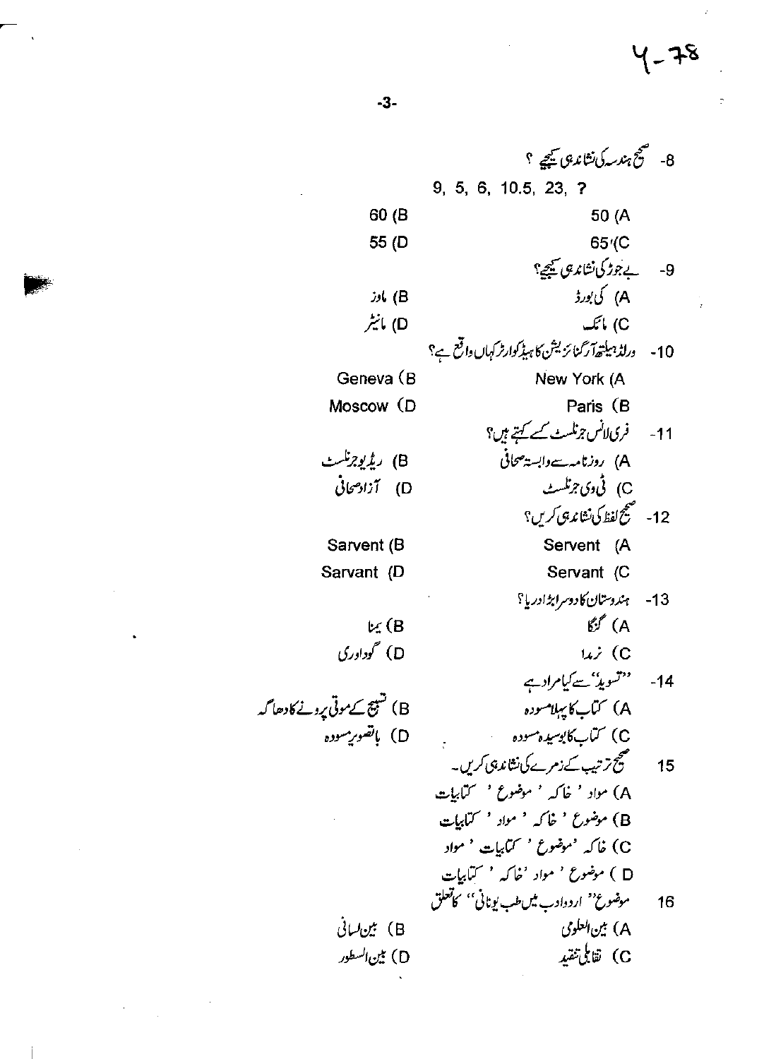8- صحیح ہندسہ کی نشاندہی کیجیے ؟

9, 5, 6, 10.5, 23, ?

A) 50 B) 60

C) 65 D) 55

9- بے جوڑ کی نشاندہی کیجیے؟

A) کی بورڈ B) ماوز

C) مائک D) مانیٹر

10- ورلڈ ہیلتھ آرگنائزیشن کا ہیڈ کوارٹر کہاں واقع ہے؟

A) New York B) Geneva

B) Paris D) Moscow

11- فری لانس جرنلسٹ کسے کہتے ہیں؟

A) روزنامہ سے وابستہ صحافی B) ریڈیو جرنلسٹ

C) ٹی وی جرنلسٹ D) آزاد صحافی

12- صحیح لفظ کی نشاندہی کریں؟

A) Servent B) Sarvent

C) Servant D) Sarvant

13- ہندوستان کا دوسرا بڑا دریا؟

A) گنگا B) یمنا

C) نرمدا D) گوداوری

14- ''تسوید'' سے کیا مراد ہے

A) کتاب کا پہلا مسودہ B) تسبیح کے موتی پرونے کا دھاگہ

C) کتاب کا بوسیدہ مسودہ D) باتصویر مسودہ

15 صحیح ترتیب کے زمرے کی نشاندہی کریں۔

A) مواد ' خاکہ ' موضوع ' کتابیات

B) موضوع ' خاکہ ' مواد ' کتابیات

C) خاکہ ' موضوع ' کتابیات ' مواد

D) موضوع ' مواد ' خاکہ ' کتابیات

16 موضوع'' اردو ادب میں طب یونانی'' کا تعلق

A) بین العلومی B) بین لسانی

C) تقابلی تنقید D) بین السطور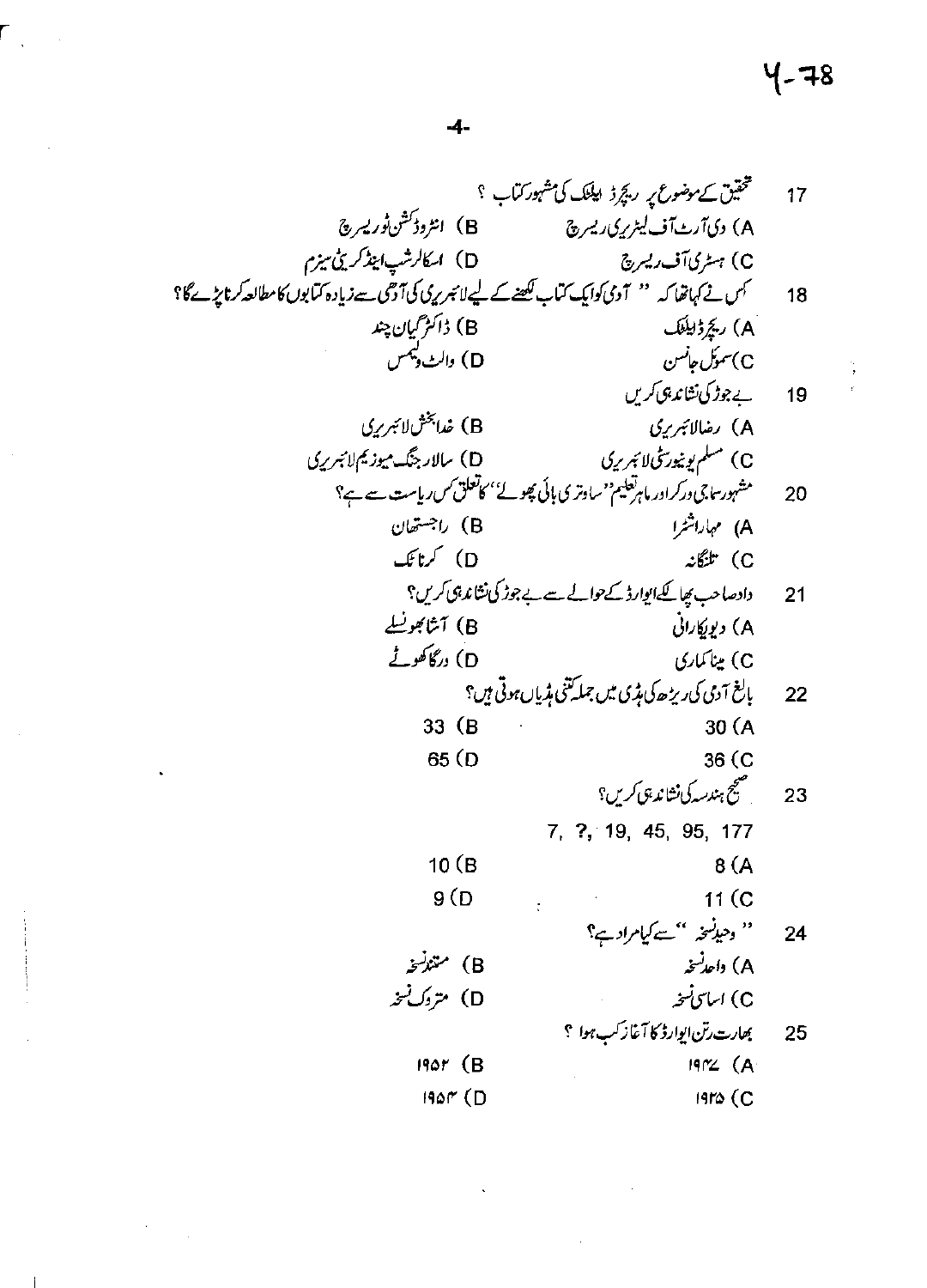17 تحقیق کے موضوع پر رچرڈ ایلٹک کی مشہور کتاب ؟

A) دی آرٹ آف لیٹریری ریسرچ
B) انٹروڈکشن ٹو ریسرچ
C) ہسٹری آف ریسرچ
D) اسکالرشپ اینڈ کریٹی سیزم

18 کس نے کہا تھا کہ " آدمی کو ایک کتاب لکھنے کے لیے لائبریری کی آدھی سے زیادہ کتابوں کا مطالعہ کرنا پڑے گا؟

A) رچرڈ ایلٹک
B) ڈاکٹر گیان چند
C) سموئل جانسن
D) والٹ ویمس

19 بے جوڑ کی نشاندہی کریں

A) رضا لائبریری
B) خدابخش لائبریری
C) مسلم یونیورسٹی لائبریری
D) سالار جنگ میوزیم لائبریری

20 مشہور سماجی ورکر اور ماہر تعلیم "ساوتری بائی پھولے" کا تعلق کس ریاست سے ہے؟

A) مہاراشٹرا
B) راجستھان
C) تلنگانہ
D) کرناٹک

21 دادا صاحب پھالکے ایوارڈ کے حوالے سے بے جوڑ کی نشاندہی کریں؟

A) دیویکا رانی
B) آشا بھونسلے
C) مینا کماری
D) درگا کھوٹے

22 بالغ آدمی کی ریڑھ کی ہڈی میں جملہ کتنی ہڈیاں ہوتی ہیں؟

A) 30
B) 33
C) 36
D) 65

23 صحیح ہندسہ کی نشاندہی کریں؟

7, ?, 19, 45, 95, 177

A) 8
B) 10
C) 11
D) 9

24 " وحید نسخہ " سے کیا مراد ہے؟

A) واحد نسخہ
B) مستند نسخہ
C) اساسی نسخہ
D) متروک نسخہ

25 بھارت رتن ایوارڈ کا آغاز کب ہوا ؟

A) ۱۹۴۷
B) ۱۹۵۲
C) ۱۹۳۵
D) ۱۹۵۴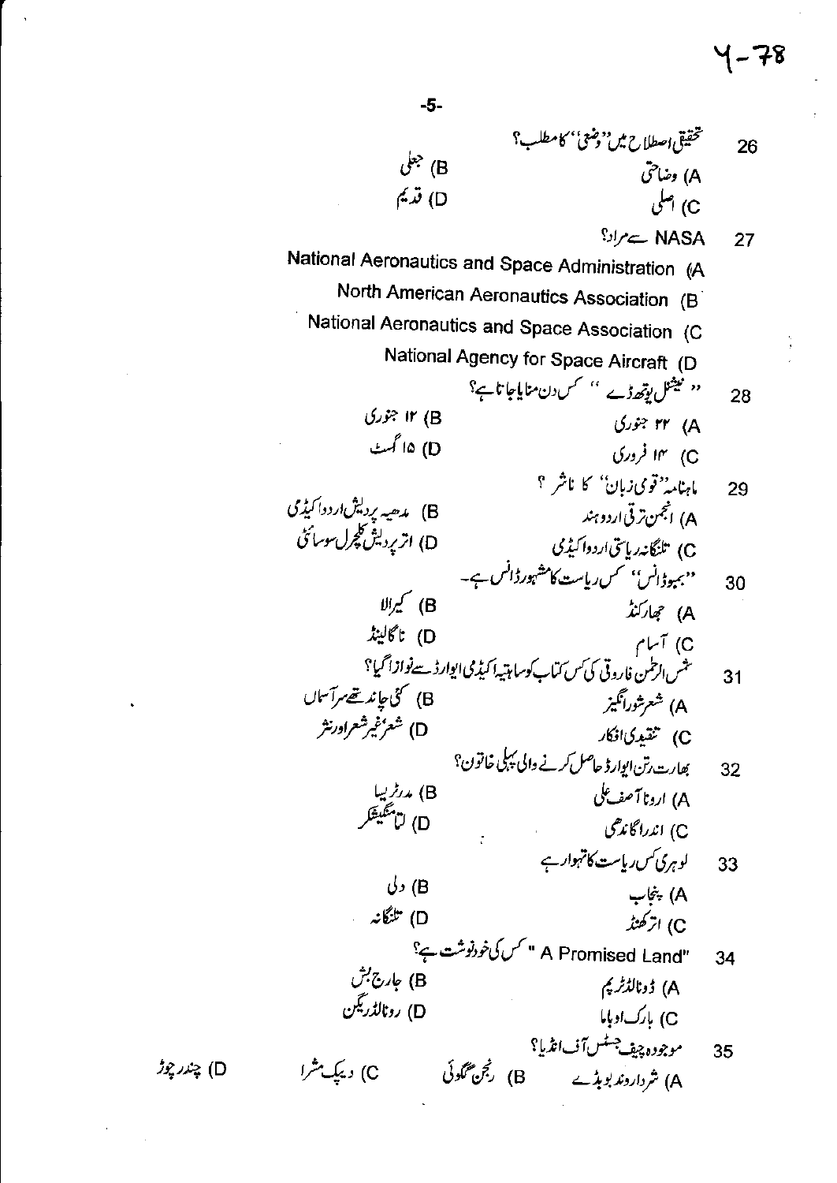26. تحقیقی اصطلاح میں ''وضعی'' کا مطلب؟

A) وضاحتی
B) جعلی
C) اصلی
D) قدیم

27. NASA سے مراد؟

A) National Aeronautics and Space Administration
B) North American Aeronautics Association
C) National Aeronautics and Space Association
D) National Agency for Space Aircraft

28. '' نیشنل یوتھ ڈے '' کس دن منایا جاتا ہے؟

A) ۲۴ جنوری
B) ۱۲ جنوری
C) ۱۴ فروری
D) ۱۵ اگست

29. ماہنامہ ''قومی زبان'' کا ناشر ؟

A) انجمن ترقی اردو ہند
B) مدھیہ پردیش اردو اکیڈمی
C) تلنگانہ ریاستی اردو اکیڈمی
D) اتر پردیش کلچرل سوسائٹی

30. ''بہوڈانس'' کس ریاست کا مشہور ڈانس ہے۔

A) جھارکنڈ
B) کیرالا
C) آسام
D) ناگالینڈ

31. شمس الرحمٰن فاروقی کی کس کتاب کو ساہتیہ اکیڈمی ایوارڈ سے نوازا گیا؟

A) شعر شور انگیز
B) کئی چاند تھے سر آسماں
C) تنقیدی افکار
D) شعر، غیر شعر اور نثر

32. بھارت رتن ایوارڈ حاصل کرنے والی پہلی خاتون؟

A) ارونا آصف علی
B) مدر ٹریسا
C) اندرا گاندھی
D) لتا منگیشکر

33. لوہری کس ریاست کا تہوار ہے

A) پنجاب
B) دلی
C) اترکھنڈ
D) تلنگانہ

34. "A Promised Land" کس کی خودنوشت ہے؟

A) ڈونالڈ ٹرمپ
B) جارج بش
C) بارک اوباما
D) رونالڈ ریگن

35. موجودہ چیف جسٹس آف انڈیا؟

A) شرد اروند بوبڈے
B) رنجن گگوئی
C) دیپک مشرا
D) چندر چوڑ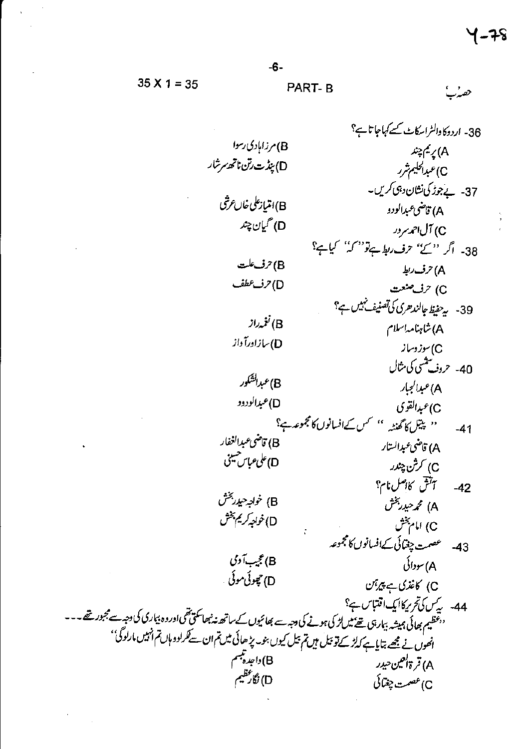Y-78

35 X 1 = 35 PART- B حصہ ب

36- اردو کا والٹر اسکاٹ کسے کہا جاتا ہے؟

A) پریم چند
B) مرزا ہادی رسوا
C) عبدالحلیم شرر
D) پنڈت رتن ناتھ سرشار

37- بے جوڑ کی نشان دہی کریں۔

A) قاضی عبدالودود
B) امتیاز علی خاں عرشی
C) آل احمد سرور
D) گیان چند

38- اگر ''کے'' حرف ربط ہے تو ''کہ'' کیا ہے؟

A) حرف ربط
B) حرف علت
C) حرف صنعت
D) حرف عطف

39- یہ حفیظ جالندھری کی تصنیف نہیں ہے؟

A) شاہنامہ اسلام
B) نغمہ راز
C) سوز و ساز
D) ساز اور آواز

40- حروف شمسی کی مثال

A) عبدالجبار
B) عبدالشکور
C) عبدالقوی
D) عبدالودود

41- '' پیتل کا گھنٹہ '' کس کے افسانوں کا مجموعہ ہے؟

A) قاضی عبدالستار
B) قاضی عبدالغفار
C) کرشن چندر
D) علی عباس حسینی

42- آتش کا اصل نام؟

A) محمد حیدر بخش
B) خواجہ حیدر بخش
C) امام بخش
D) خواجہ کریم بخش

43- عصمت چغتائی کے افسانوں کا مجموعہ

A) سودائی
B) عجیب آدمی
C) کاغذی ہے پیرہن
D) چھوئی موئی

44- یہ کس کی تحریر کا ایک اقتباس ہے؟

''عظیم بھائی ہمیشہ بیمار ہی تھے، میں لڑکی ہونے کی وجہ سے بھائیوں کے ساتھ نہ نبھا سکتی تھی اور وہ بیماری کی وجہ سے مجبور تھے۔۔۔ انھوں نے مجھے بتایا ہے کہ لڑکے تو بیل ہیں تم بیل کیوں بنو۔ پڑھائی میں تم ان سے ٹکر لو وہاں تم انہیں مار لوگی''

A) قرۃ العین حیدر
B) واجدہ تبسم
C) عصمت چغتائی
D) نگار عظیم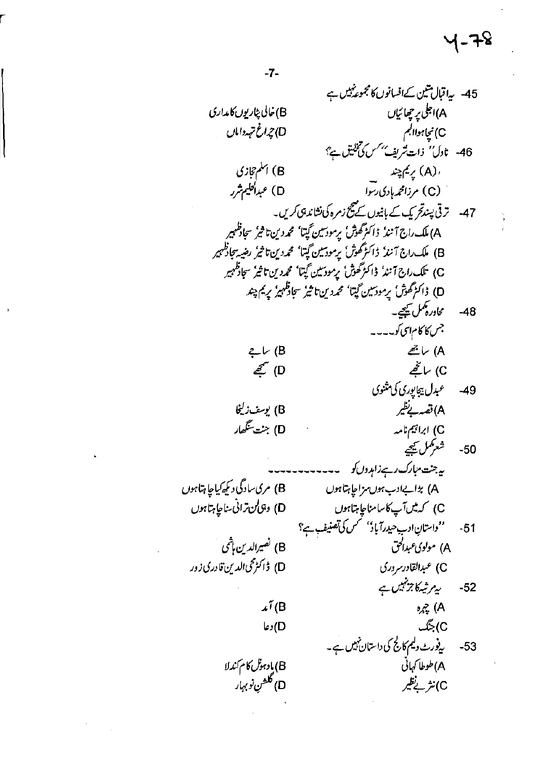45- یہ اقبال متین کے افسانوں کا مجموعہ نہیں ہے

A) اجلی پرچھائیاں
B) خالی پٹاریوں کا مداری
C) نچا ہوا البم
D) چراغ تہہ داماں

46- ناول" ذات شریف" کس کی تخلیق ہے؟

(A) پریم چند
B) اسلم حجازی
(C) مرزا محمد ہادی رسوا
D) عبدالحلیم شرر

47- ترقی پسند تحریک کے بانیوں کے صحیح زمرہ کی نشاندہی کریں۔

A) ملک راج آنند، ڈاکٹر گھوش، پرمود سین گپتا، محمد دین تاثیر، سجاد ظہیر
B) ملک راج آنند، ڈاکٹر گھوش، پرمود سین گپتا، محمد دین تاثیر، رضیہ سجاد ظہیر
C) تلک راج آنند، ڈاکٹر گھوش، پرمود سین گپتا، محمد دین تاثیر، سجاد ظہیر
D) ڈاکٹر گھوش، پرمود سین گپتا، محمد دین تاثیر، سجاد ظہیر، پریم چند

48- محاورہ مکمل کیجیے۔

جس کا کام اسی کو۔۔۔۔

A) ساجھے
B) ساجے
C) سانجے
D) سجھے

49- عبدل بیجاپوری کی مثنوی

A) قصہ بے نظیر
B) یوسف زلیخا
C) ابراہیم نامہ
D) جنت سنگھار

50- شعر مکمل کیجیے

یہ جنت مبارک رہے زاہدوں کو ۔۔۔۔۔۔۔۔۔۔۔

A) بڑا بے ادب ہوں سزا چاہتا ہوں
B) مری سادگی دیکھ کیا چاہتا ہوں
C) کہ میں آپ کا سامنا چاہتا ہوں
D) وہی لن ترانی سنا چاہتا ہوں

51- "داستانِ ادبِ حیدرآباد" کس کی تصنیف ہے؟

A) مولوی عبدالحق
B) نصیرالدین ہاشمی
C) عبدالقادر سروری
D) ڈاکٹر محی الدین قادری زور

52- یہ مرثیہ کا جز نہیں ہے

A) چہرہ
B) آمد
C) جنگ
D) دعا

53- یہ فورٹ ولیم کالج کی داستان نہیں ہے۔

A) طوطا کہانی
B) مادھونل کام کندلا
C) نثر بے نظیر
D) گلشنِ نوبہار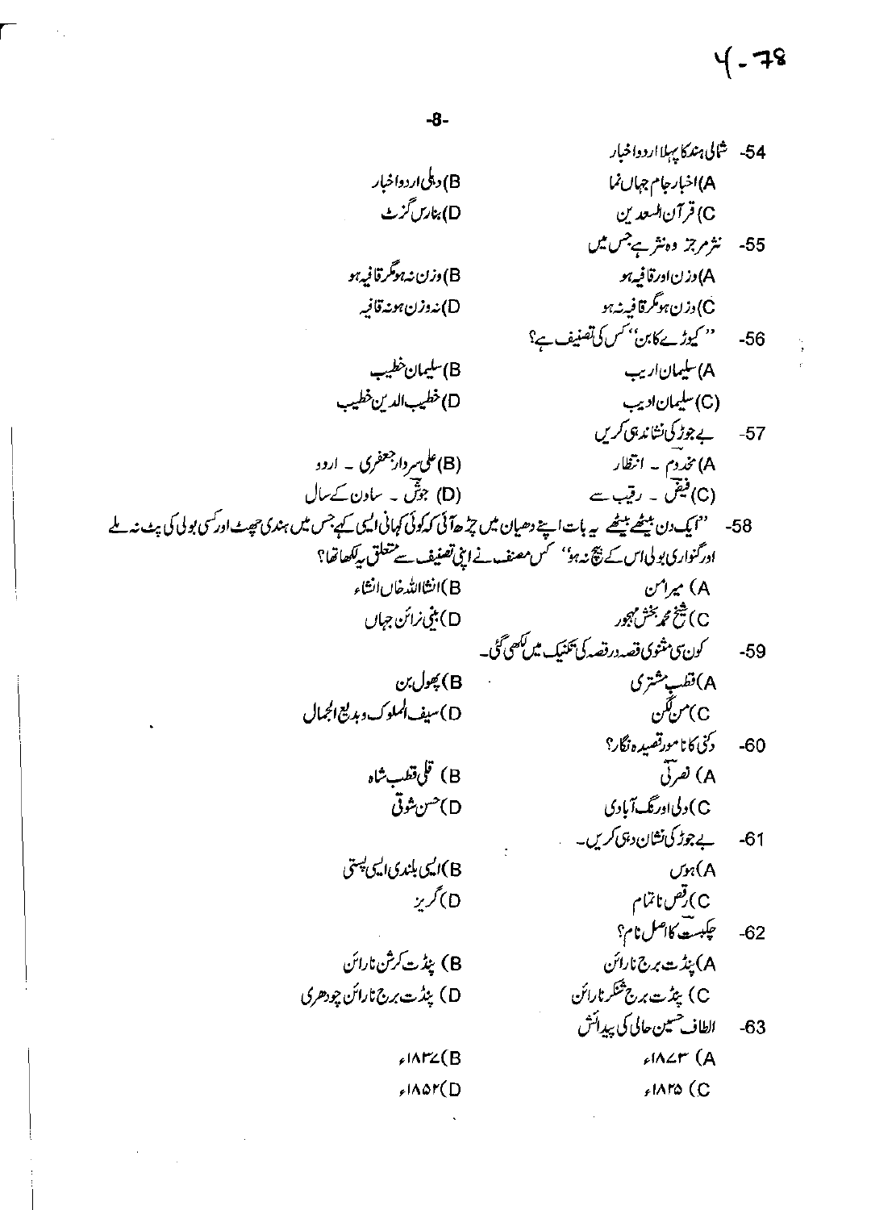54- شمالی ہند کا پہلا اردو اخبار

A) اخبار جام جہاں نما
B) دہلی اردو اخبار
C) قرآن السعدین
D) بنارس گزٹ

55- نثر مرجز وہ نثر ہے جس میں

A) وزن اور قافیہ ہو
B) وزن نہ ہو مگر قافیہ ہو
C) وزن ہو مگر قافیہ نہ ہو
D) نہ وزن ہو نہ قافیہ

56- ''کیوڑے کا بن'' کس کی تصنیف ہے؟

A) سلیمان اریب
B) سلیمان خطیب
(C) سلیمان ادیب
D) خطیب الدین خطیب

57- بے جوڑ کی نشاندہی کریں

A) مخدوم ۔ انتظار
(B) علی سردار جعفری ۔ اردو
(C) فیض ۔ رقیب سے
(D) جوش ۔ ساون کے سال

58- ''ایک دن بیٹھے بیٹھے یہ بات اپنے دھیان میں چڑھ آئی کہ کوئی کہانی ایسی کہے جس میں ہندی چھٹ اور کسی بولی کی پٹ نہ ملے اور گنواری بولی اس کے بیچ نہ ہو'' کس مصنف نے اپنی تصنیف سے متعلق یہ لکھا تھا؟

A) میر امن
B) انشاءاللہ خاں انشاء
C) شیخ محمد بخش مہجور
D) بنی نرائن جہاں

59- کون سی مثنوی قصہ در قصہ کی تکنیک میں لکھی گئی۔

A) قطب مشتری
B) پھول بن
C) من لگن
D) سیف الملوک و بدیع الجمال

60- دکنی کا نامور قصیدہ نگار؟

A) نصرتی
B) قلی قطب شاہ
C) ولی اورنگ آبادی
D) حسن شوقی

61- بے جوڑ کی نشان دہی کریں۔

A) ہوس
B) ایسی بلندی ایسی پستی
C) رقص ناتمام
D) گریز

62- چکبست کا اصل نام؟

A) پنڈت برج نارائن
B) پنڈت کرشن نارائن
C) پنڈت برج شنکر نارائن
D) پنڈت برج نارائن چودھری

63- الطاف حسین حالی کی پیدائش

A) ۱۸۷۳ء
B) ۱۸۳۷ء
C) ۱۸۳۵ء
D) ۱۸۵۲ء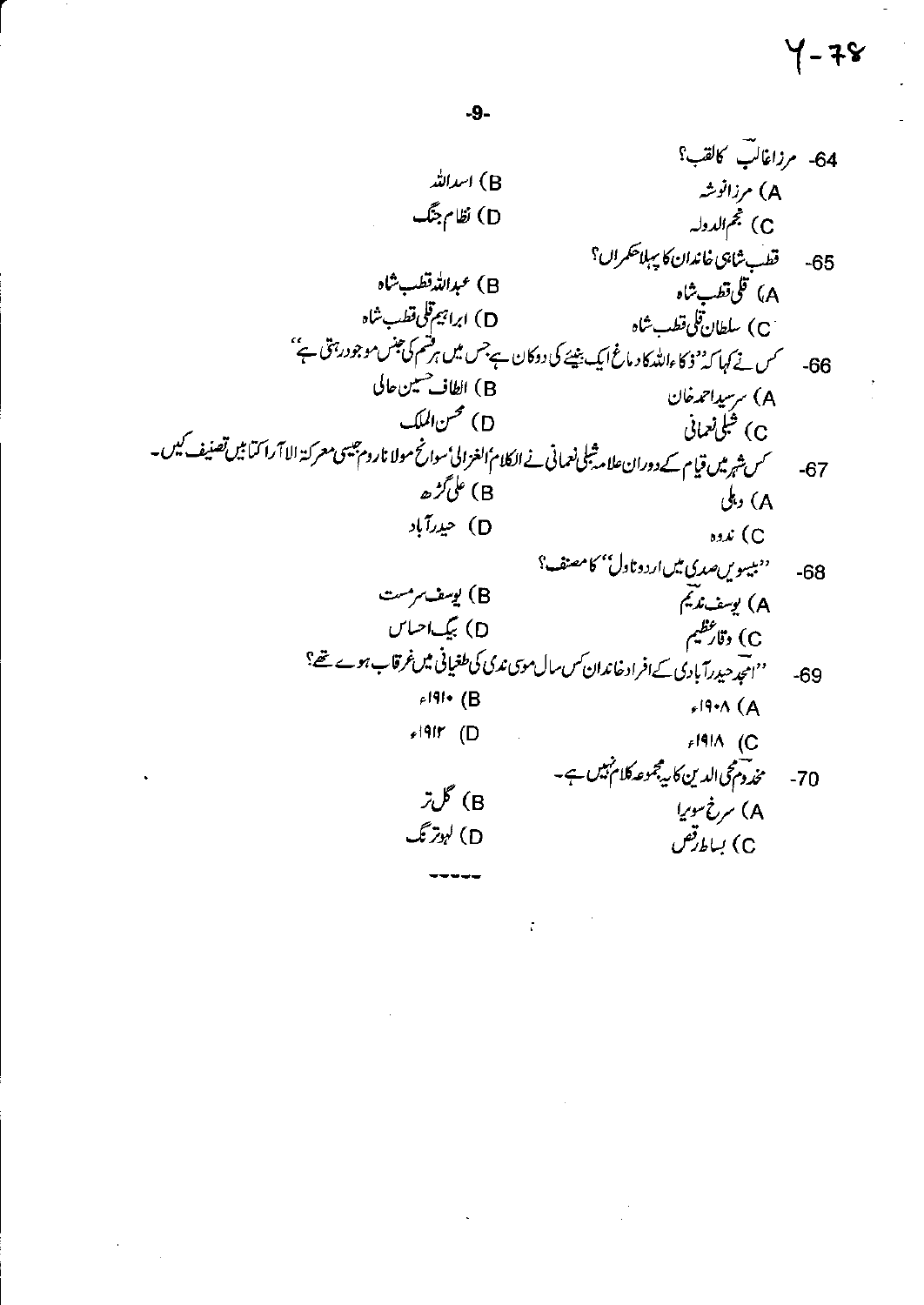Y-78

64- مرزا غالبؔ کا لقب؟

A) مرزا نوشہ  B) اسد اللہ

C) نجم الدولہ  D) نظام جنگ

65- قطب شاہی خاندان کا پہلا حکمراں؟

A) قلی قطب شاہ  B) عبد اللہ قطب شاہ

C) سلطان قلی قطب شاہ  D) ابراہیم قلی قطب شاہ

66- کس نے کہا کہ "ذکاء اللہ کا دماغ ایک بنیئے کی دوکان ہے جس میں ہر قسم کی جنس موجود رہتی ہے"

A) سرسید احمد خان  B) الطاف حسین حالی

C) شبلی نعمانی  D) محسن الملک

67- کس شہر میں قیام کے دوران علامہ شبلی نعمانی نے الکلام' الغزالی' سوانح مولانا روم جیسی معرکتہ الآرا کتابیں تصنیف کیں۔

A) دہلی  B) علی گڑھ

C) ندوہ  D) حیدرآباد

68- "بیسویں صدی میں اردو ناول" کا مصنف؟

A) یوسف ندیم  B) یوسف سرمست

C) وقار عظیم  D) بیگ احساس

69- "امجد حیدرآبادی کے افراد خاندان کس سال موسیٰ ندی کی طغیانی میں غرقاب ہوئے تھے؟

A) ۱۹۰۸ء  B) ۱۹۱۰ء

C) ۱۹۱۸ء  D) ۱۹۱۲ء

70- مخدوم محی الدین کا یہ مجموعہ کلام نہیں ہے۔

A) سرخ سویرا  B) گل تر

C) بساط رقص  D) لہو ترنگ

-----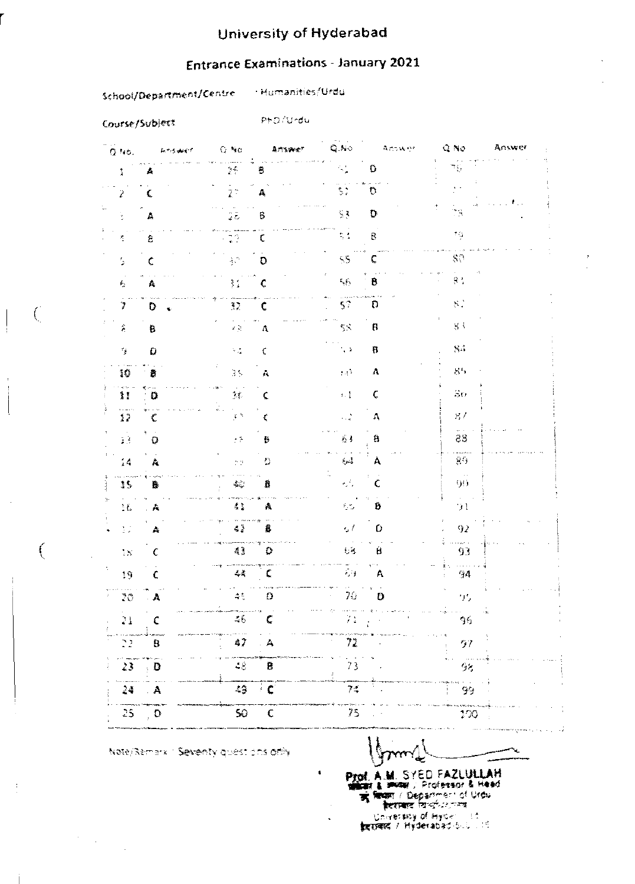# University of Hyderabad

## Entrance Examinations - January 2021

School/Department/Centre : Humanities/Urdu

Course/Subject : PhD/Urdu

| Q No. | Answer | Q No | Answer | Q.No | Answer | Q No | Answer |
|---|---|---|---|---|---|---|---|
| 1 | A | 26 | B | 51 | D | 76 | |
| 2 | C | 27 | A | 52 | D | 77 | |
| 3 | A | 28 | B | 53 | D | 78 | |
| 4 | B | 29 | C | 54 | B | 79 | |
| 5 | C | 30 | D | 55 | C | 80 | |
| 6 | A | 31 | C | 56 | B | 81 | |
| 7 | D | 32 | C | 57 | D | 82 | |
| 8 | B | 33 | A | 58 | B | 83 | |
| 9 | D | 34 | C | 59 | B | 84 | |
| 10 | B | 35 | A | 60 | A | 85 | |
| 11 | D | 36 | C | 61 | C | 86 | |
| 12 | C | 37 | C | 62 | A | 87 | |
| 13 | D | 38 | B | 63 | B | 88 | |
| 14 | A | 39 | D | 64 | A | 89 | |
| 15 | B | 40 | B | 65 | C | 90 | |
| 16 | A | 41 | A | 66 | B | 91 | |
| 17 | A | 42 | B | 67 | D | 92 | |
| 18 | C | 43 | D | 68 | B | 93 | |
| 19 | C | 44 | C | 69 | A | 94 | |
| 20 | A | 45 | D | 70 | D | 95 | |
| 21 | C | 46 | C | 71 | | 96 | |
| 22 | B | 47 | A | 72 | | 97 | |
| 23 | D | 48 | B | 73 | | 98 | |
| 24 | A | 49 | C | 74 | | 99 | |
| 25 | D | 50 | C | 75 | | 100 | |

Note/Remark : Seventy questions only

Prof. A.M. SYED FAZLULLAH
Professor & Head
Department of Urdu
University of Hyderabad
Hyderabad